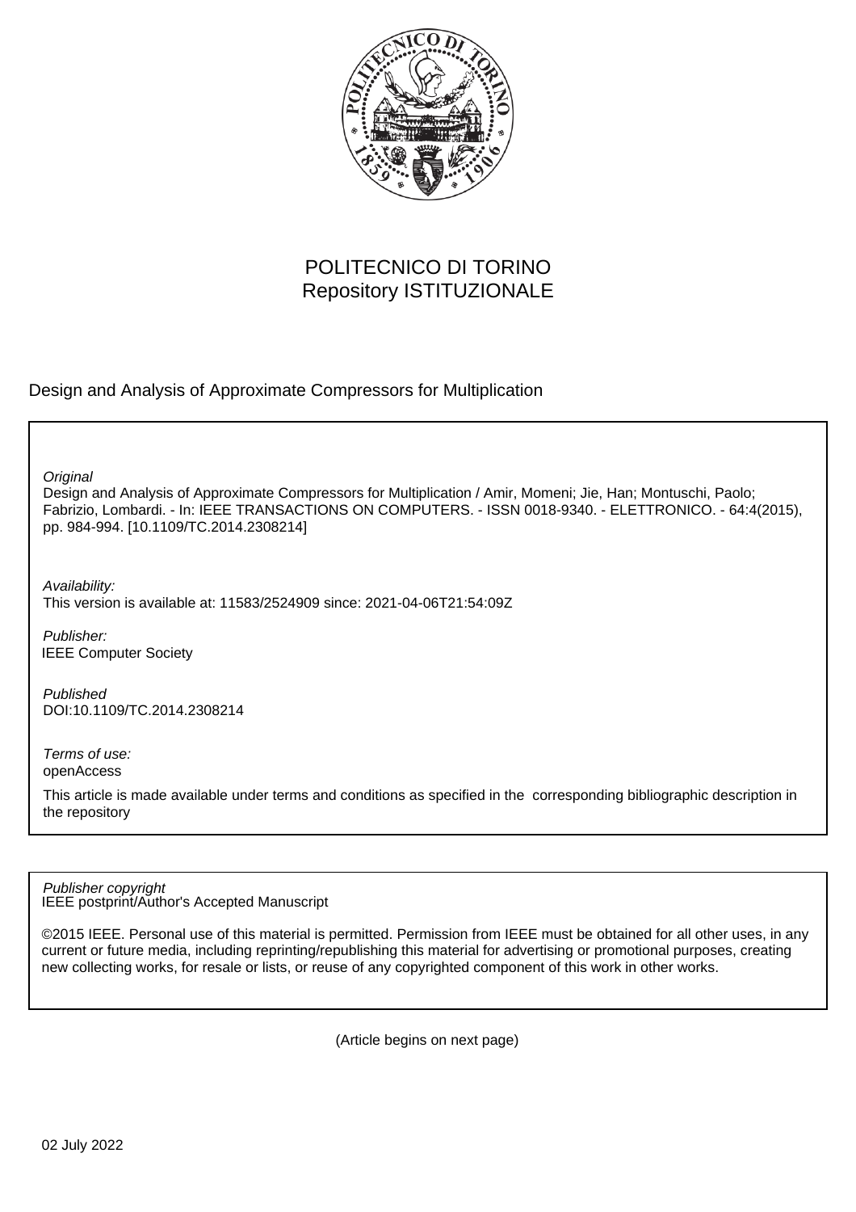POLITECNICO DI TORINO
Repository ISTITUZIONALE

Design and Analysis of Approximate Compressors for Multiplication

*Original*
Design and Analysis of Approximate Compressors for Multiplication / Amir, Momeni; Jie, Han; Montuschi, Paolo; Fabrizio, Lombardi. - In: IEEE TRANSACTIONS ON COMPUTERS. - ISSN 0018-9340. - ELETTRONICO. - 64:4(2015), pp. 984-994. [10.1109/TC.2014.2308214]

*Availability:*
This version is available at: 11583/2524909 since: 2021-04-06T21:54:09Z

*Publisher:*
IEEE Computer Society

*Published*
DOI:10.1109/TC.2014.2308214

*Terms of use:*
openAccess

This article is made available under terms and conditions as specified in the corresponding bibliographic description in the repository

*Publisher copyright*
IEEE postprint/Author's Accepted Manuscript

©2015 IEEE. Personal use of this material is permitted. Permission from IEEE must be obtained for all other uses, in any current or future media, including reprinting/republishing this material for advertising or promotional purposes, creating new collecting works, for resale or lists, or reuse of any copyrighted component of this work in other works.

(Article begins on next page)

02 July 2022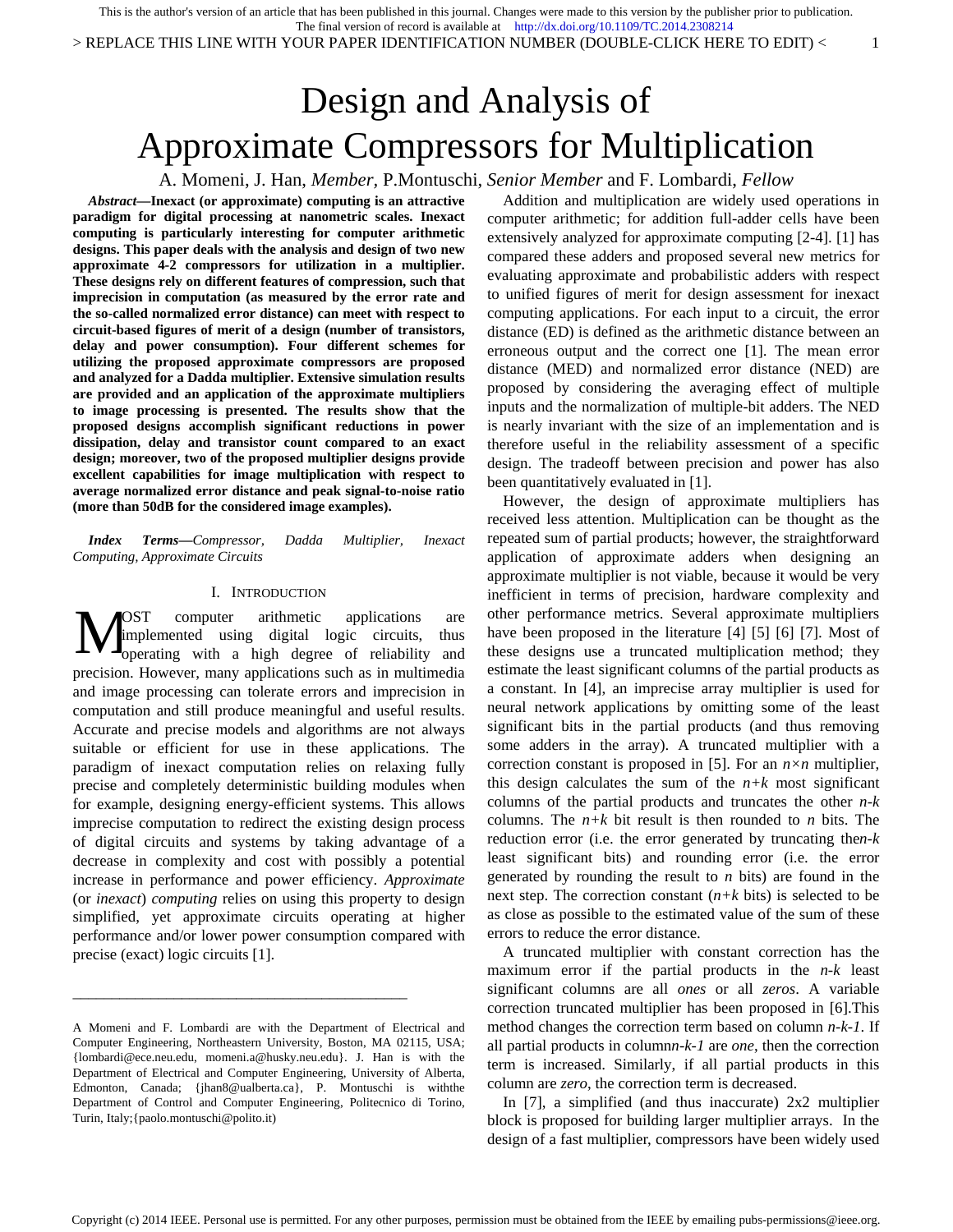# Design and Analysis of Approximate Compressors for Multiplication

A. Momeni, J. Han, *Member*, P.Montuschi, *Senior Member* and F. Lombardi, *Fellow*

***Abstract*****—Inexact (or approximate) computing is an attractive paradigm for digital processing at nanometric scales. Inexact computing is particularly interesting for computer arithmetic designs. This paper deals with the analysis and design of two new approximate 4-2 compressors for utilization in a multiplier. These designs rely on different features of compression, such that imprecision in computation (as measured by the error rate and the so-called normalized error distance) can meet with respect to circuit-based figures of merit of a design (number of transistors, delay and power consumption). Four different schemes for utilizing the proposed approximate compressors are proposed and analyzed for a Dadda multiplier. Extensive simulation results are provided and an application of the approximate multipliers to image processing is presented. The results show that the proposed designs accomplish significant reductions in power dissipation, delay and transistor count compared to an exact design; moreover, two of the proposed multiplier designs provide excellent capabilities for image multiplication with respect to average normalized error distance and peak signal-to-noise ratio (more than 50dB for the considered image examples).**

***Index Terms*****—***Compressor, Dadda Multiplier, Inexact Computing, Approximate Circuits*

## I. Introduction

MOST computer arithmetic applications are implemented using digital logic circuits, thus operating with a high degree of reliability and precision. However, many applications such as in multimedia and image processing can tolerate errors and imprecision in computation and still produce meaningful and useful results. Accurate and precise models and algorithms are not always suitable or efficient for use in these applications. The paradigm of inexact computation relies on relaxing fully precise and completely deterministic building modules when for example, designing energy-efficient systems. This allows imprecise computation to redirect the existing design process of digital circuits and systems by taking advantage of a decrease in complexity and cost with possibly a potential increase in performance and power efficiency. *Approximate* (or *inexact*) *computing* relies on using this property to design simplified, yet approximate circuits operating at higher performance and/or lower power consumption compared with precise (exact) logic circuits [1].

A Momeni and F. Lombardi are with the Department of Electrical and Computer Engineering, Northeastern University, Boston, MA 02115, USA; {lombardi@ece.neu.edu, momeni.a@husky.neu.edu}. J. Han is with the Department of Electrical and Computer Engineering, University of Alberta, Edmonton, Canada; {jhan8@ualberta.ca}, P. Montuschi is withthe Department of Control and Computer Engineering, Politecnico di Torino, Turin, Italy;{paolo.montuschi@polito.it)

Addition and multiplication are widely used operations in computer arithmetic; for addition full-adder cells have been extensively analyzed for approximate computing [2-4]. [1] has compared these adders and proposed several new metrics for evaluating approximate and probabilistic adders with respect to unified figures of merit for design assessment for inexact computing applications. For each input to a circuit, the error distance (ED) is defined as the arithmetic distance between an erroneous output and the correct one [1]. The mean error distance (MED) and normalized error distance (NED) are proposed by considering the averaging effect of multiple inputs and the normalization of multiple-bit adders. The NED is nearly invariant with the size of an implementation and is therefore useful in the reliability assessment of a specific design. The tradeoff between precision and power has also been quantitatively evaluated in [1].

However, the design of approximate multipliers has received less attention. Multiplication can be thought as the repeated sum of partial products; however, the straightforward application of approximate adders when designing an approximate multiplier is not viable, because it would be very inefficient in terms of precision, hardware complexity and other performance metrics. Several approximate multipliers have been proposed in the literature [4] [5] [6] [7]. Most of these designs use a truncated multiplication method; they estimate the least significant columns of the partial products as a constant. In [4], an imprecise array multiplier is used for neural network applications by omitting some of the least significant bits in the partial products (and thus removing some adders in the array). A truncated multiplier with a correction constant is proposed in [5]. For an $n \times n$ multiplier, this design calculates the sum of the $n+k$ most significant columns of the partial products and truncates the other $n-k$ columns. The $n+k$ bit result is then rounded to $n$ bits. The reduction error (i.e. the error generated by truncating the $n-k$ least significant bits) and rounding error (i.e. the error generated by rounding the result to $n$ bits) are found in the next step. The correction constant ($n+k$ bits) is selected to be as close as possible to the estimated value of the sum of these errors to reduce the error distance.

A truncated multiplier with constant correction has the maximum error if the partial products in the $n-k$ least significant columns are all *ones* or all *zeros*. A variable correction truncated multiplier has been proposed in [6].This method changes the correction term based on column $n-k-1$. If all partial products in column $n-k-1$ are *one*, then the correction term is increased. Similarly, if all partial products in this column are *zero*, the correction term is decreased.

In [7], a simplified (and thus inaccurate) 2x2 multiplier block is proposed for building larger multiplier arrays. In the design of a fast multiplier, compressors have been widely used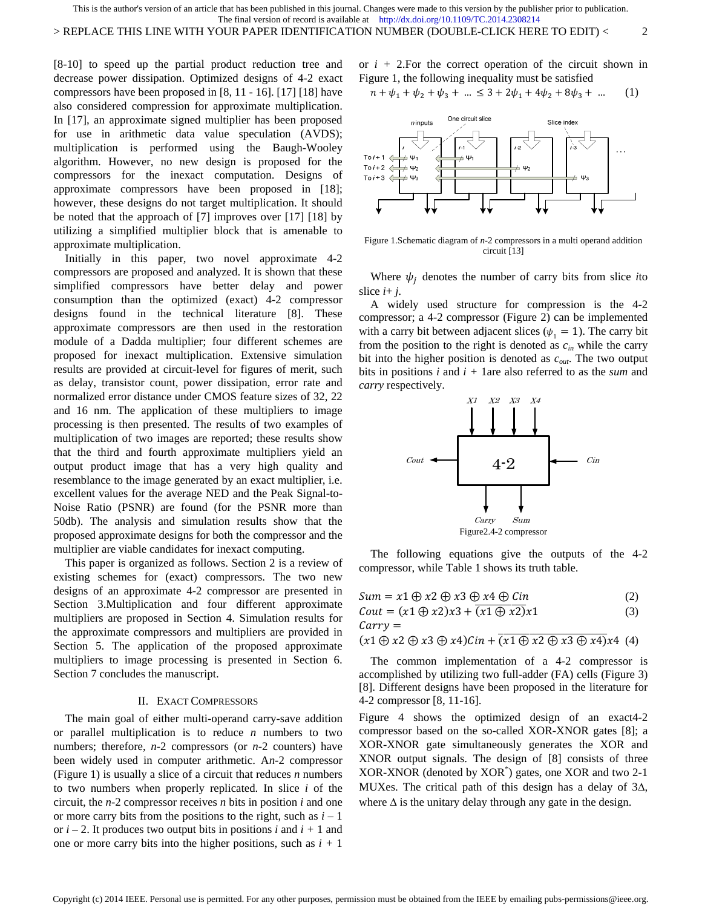[8-10] to speed up the partial product reduction tree and decrease power dissipation. Optimized designs of 4-2 exact compressors have been proposed in [8, 11 - 16]. [17] [18] have also considered compression for approximate multiplication. In [17], an approximate signed multiplier has been proposed for use in arithmetic data value speculation (AVDS); multiplication is performed using the Baugh-Wooley algorithm. However, no new design is proposed for the compressors for the inexact computation. Designs of approximate compressors have been proposed in [18]; however, these designs do not target multiplication. It should be noted that the approach of [7] improves over [17] [18] by utilizing a simplified multiplier block that is amenable to approximate multiplication.

Initially in this paper, two novel approximate 4-2 compressors are proposed and analyzed. It is shown that these simplified compressors have better delay and power consumption than the optimized (exact) 4-2 compressor designs found in the technical literature [8]. These approximate compressors are then used in the restoration module of a Dadda multiplier; four different schemes are proposed for inexact multiplication. Extensive simulation results are provided at circuit-level for figures of merit, such as delay, transistor count, power dissipation, error rate and normalized error distance under CMOS feature sizes of 32, 22 and 16 nm. The application of these multipliers to image processing is then presented. The results of two examples of multiplication of two images are reported; these results show that the third and fourth approximate multipliers yield an output product image that has a very high quality and resemblance to the image generated by an exact multiplier, i.e. excellent values for the average NED and the Peak Signal-to-Noise Ratio (PSNR) are found (for the PSNR more than 50db). The analysis and simulation results show that the proposed approximate designs for both the compressor and the multiplier are viable candidates for inexact computing.

This paper is organized as follows. Section 2 is a review of existing schemes for (exact) compressors. The two new designs of an approximate 4-2 compressor are presented in Section 3.Multiplication and four different approximate multipliers are proposed in Section 4. Simulation results for the approximate compressors and multipliers are provided in Section 5. The application of the proposed approximate multipliers to image processing is presented in Section 6. Section 7 concludes the manuscript.

## II. Exact Compressors

The main goal of either multi-operand carry-save addition or parallel multiplication is to reduce $n$ numbers to two numbers; therefore, $n$-2 compressors (or $n$-2 counters) have been widely used in computer arithmetic. A$n$-2 compressor (Figure 1) is usually a slice of a circuit that reduces $n$ numbers to two numbers when properly replicated. In slice $i$ of the circuit, the $n$-2 compressor receives $n$ bits in position $i$ and one or more carry bits from the positions to the right, such as $i - 1$ or $i - 2$. It produces two output bits in positions $i$ and $i + 1$ and one or more carry bits into the higher positions, such as $i + 1$ or $i + 2$.For the correct operation of the circuit shown in Figure 1, the following inequality must be satisfied

$$n + \psi_1 + \psi_2 + \psi_3 + \ldots \leq 3 + 2\psi_1 + 4\psi_2 + 8\psi_3 + \ldots \quad (1)$$

Figure 1.Schematic diagram of $n$-2 compressors in a multi operand addition circuit [13]

Where $\psi_j$ denotes the number of carry bits from slice $i$to slice $i$+ $j$.

A widely used structure for compression is the 4-2 compressor; a 4-2 compressor (Figure 2) can be implemented with a carry bit between adjacent slices ($\psi_1 = 1$). The carry bit from the position to the right is denoted as $c_{in}$ while the carry bit into the higher position is denoted as $c_{out}$. The two output bits in positions $i$ and $i$ + 1are also referred to as the *sum* and *carry* respectively.

Figure2.4-2 compressor

The following equations give the outputs of the 4-2 compressor, while Table 1 shows its truth table.

$$Sum = x1 \oplus x2 \oplus x3 \oplus x4 \oplus Cin \quad (2)$$

$$Cout = (x1 \oplus x2)x3 + \overline{(x1 \oplus x2)}x1 \quad (3)$$

$$Carry = (x1 \oplus x2 \oplus x3 \oplus x4)Cin + \overline{(x1 \oplus x2 \oplus x3 \oplus x4)}x4 \quad (4)$$

The common implementation of a 4-2 compressor is accomplished by utilizing two full-adder (FA) cells (Figure 3) [8]. Different designs have been proposed in the literature for 4-2 compressor [8, 11-16].

Figure 4 shows the optimized design of an exact4-2 compressor based on the so-called XOR-XNOR gates [8]; a XOR-XNOR gate simultaneously generates the XOR and XNOR output signals. The design of [8] consists of three XOR-XNOR (denoted by XOR*) gates, one XOR and two 2-1 MUXes. The critical path of this design has a delay of 3Δ, where Δ is the unitary delay through any gate in the design.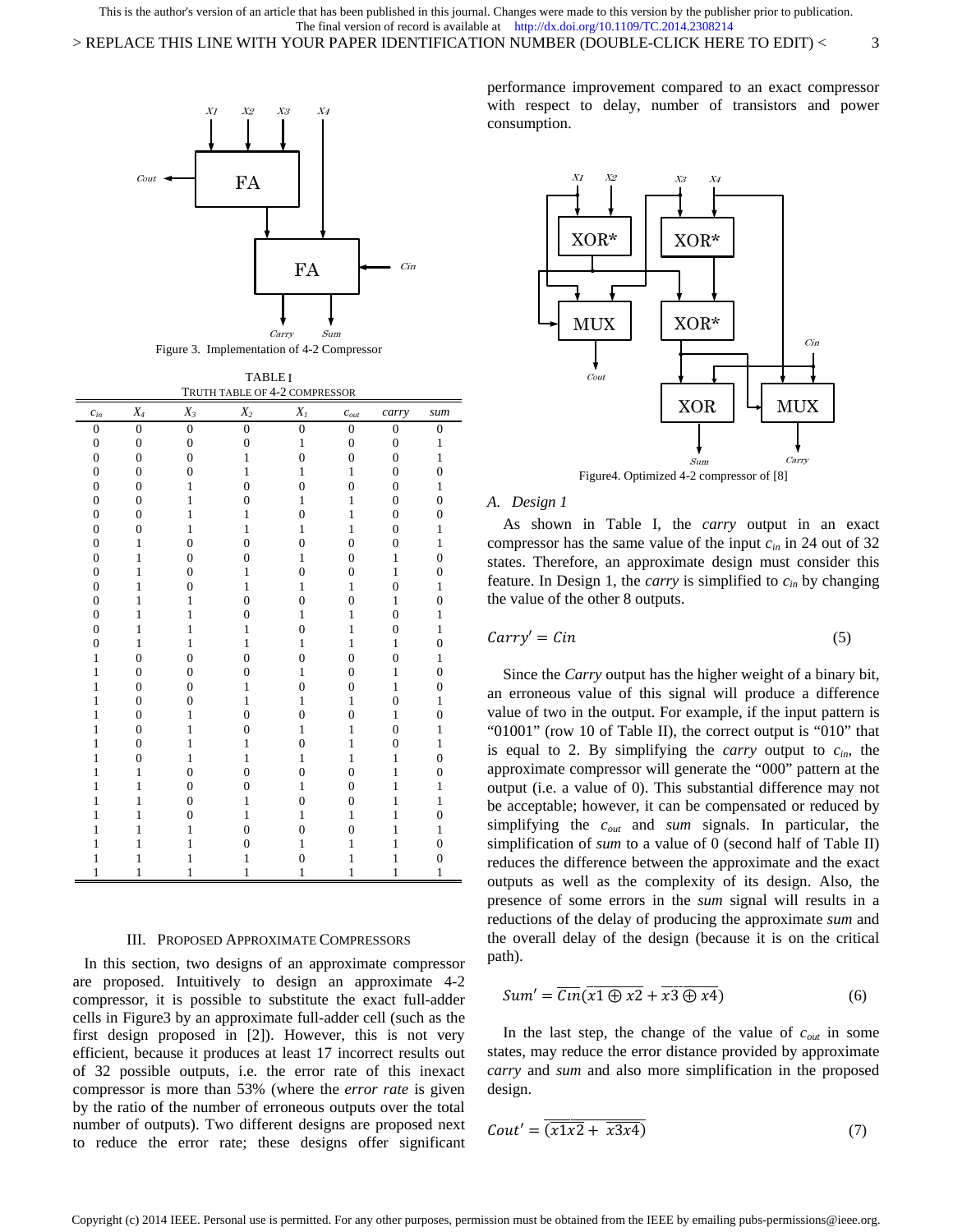Figure 3. Implementation of 4-2 Compressor

TABLE I
TRUTH TABLE OF 4-2 COMPRESSOR

| $c_{in}$ | $X_4$ | $X_3$ | $X_2$ | $X_1$ | $c_{out}$ | *carry* | *sum* |
|---|---|---|---|---|---|---|---|
| 0 | 0 | 0 | 0 | 0 | 0 | 0 | 0 |
| 0 | 0 | 0 | 0 | 1 | 0 | 0 | 1 |
| 0 | 0 | 0 | 1 | 0 | 0 | 0 | 1 |
| 0 | 0 | 0 | 1 | 1 | 1 | 0 | 0 |
| 0 | 0 | 1 | 0 | 0 | 0 | 0 | 1 |
| 0 | 0 | 1 | 0 | 1 | 1 | 0 | 0 |
| 0 | 0 | 1 | 1 | 0 | 1 | 0 | 0 |
| 0 | 0 | 1 | 1 | 1 | 1 | 0 | 1 |
| 0 | 1 | 0 | 0 | 0 | 0 | 0 | 1 |
| 0 | 1 | 0 | 0 | 1 | 0 | 1 | 0 |
| 0 | 1 | 0 | 1 | 0 | 0 | 1 | 0 |
| 0 | 1 | 0 | 1 | 1 | 1 | 0 | 1 |
| 0 | 1 | 1 | 0 | 0 | 0 | 1 | 0 |
| 0 | 1 | 1 | 0 | 1 | 1 | 0 | 1 |
| 0 | 1 | 1 | 1 | 0 | 1 | 0 | 1 |
| 0 | 1 | 1 | 1 | 1 | 1 | 1 | 0 |
| 1 | 0 | 0 | 0 | 0 | 0 | 0 | 1 |
| 1 | 0 | 0 | 0 | 1 | 0 | 1 | 0 |
| 1 | 0 | 0 | 1 | 0 | 0 | 1 | 0 |
| 1 | 0 | 0 | 1 | 1 | 1 | 0 | 1 |
| 1 | 0 | 1 | 0 | 0 | 0 | 1 | 0 |
| 1 | 0 | 1 | 0 | 1 | 1 | 0 | 1 |
| 1 | 0 | 1 | 1 | 0 | 1 | 0 | 1 |
| 1 | 0 | 1 | 1 | 1 | 1 | 1 | 0 |
| 1 | 1 | 0 | 0 | 0 | 0 | 1 | 0 |
| 1 | 1 | 0 | 0 | 1 | 0 | 1 | 1 |
| 1 | 1 | 0 | 1 | 0 | 0 | 1 | 1 |
| 1 | 1 | 0 | 1 | 1 | 1 | 1 | 0 |
| 1 | 1 | 1 | 0 | 0 | 0 | 1 | 1 |
| 1 | 1 | 1 | 0 | 1 | 1 | 1 | 0 |
| 1 | 1 | 1 | 1 | 0 | 1 | 1 | 0 |
| 1 | 1 | 1 | 1 | 1 | 1 | 1 | 1 |

## III. Proposed Approximate Compressors

In this section, two designs of an approximate compressor are proposed. Intuitively to design an approximate 4-2 compressor, it is possible to substitute the exact full-adder cells in Figure3 by an approximate full-adder cell (such as the first design proposed in [2]). However, this is not very efficient, because it produces at least 17 incorrect results out of 32 possible outputs, i.e. the error rate of this inexact compressor is more than 53% (where the *error rate* is given by the ratio of the number of erroneous outputs over the total number of outputs). Two different designs are proposed next to reduce the error rate; these designs offer significant performance improvement compared to an exact compressor with respect to delay, number of transistors and power consumption.

Figure4. Optimized 4-2 compressor of [8]

### A. Design 1

As shown in Table I, the *carry* output in an exact compressor has the same value of the input $c_{in}$ in 24 out of 32 states. Therefore, an approximate design must consider this feature. In Design 1, the *carry* is simplified to $c_{in}$ by changing the value of the other 8 outputs.

$$Carry' = Cin \tag{5}$$

Since the *Carry* output has the higher weight of a binary bit, an erroneous value of this signal will produce a difference value of two in the output. For example, if the input pattern is "01001" (row 10 of Table II), the correct output is "010" that is equal to 2. By simplifying the *carry* output to $c_{in}$, the approximate compressor will generate the "000" pattern at the output (i.e. a value of 0). This substantial difference may not be acceptable; however, it can be compensated or reduced by simplifying the $c_{out}$ and *sum* signals. In particular, the simplification of *sum* to a value of 0 (second half of Table II) reduces the difference between the approximate and the exact outputs as well as the complexity of its design. Also, the presence of some errors in the *sum* signal will results in a reductions of the delay of producing the approximate *sum* and the overall delay of the design (because it is on the critical path).

$$Sum' = \overline{Cin}(\overline{x1 \oplus x2} + \overline{x3 \oplus x4}) \tag{6}$$

In the last step, the change of the value of $c_{out}$ in some states, may reduce the error distance provided by approximate *carry* and *sum* and also more simplification in the proposed design.

$$Cout' = \overline{(\overline{x1x2} + \overline{x3x4})} \tag{7}$$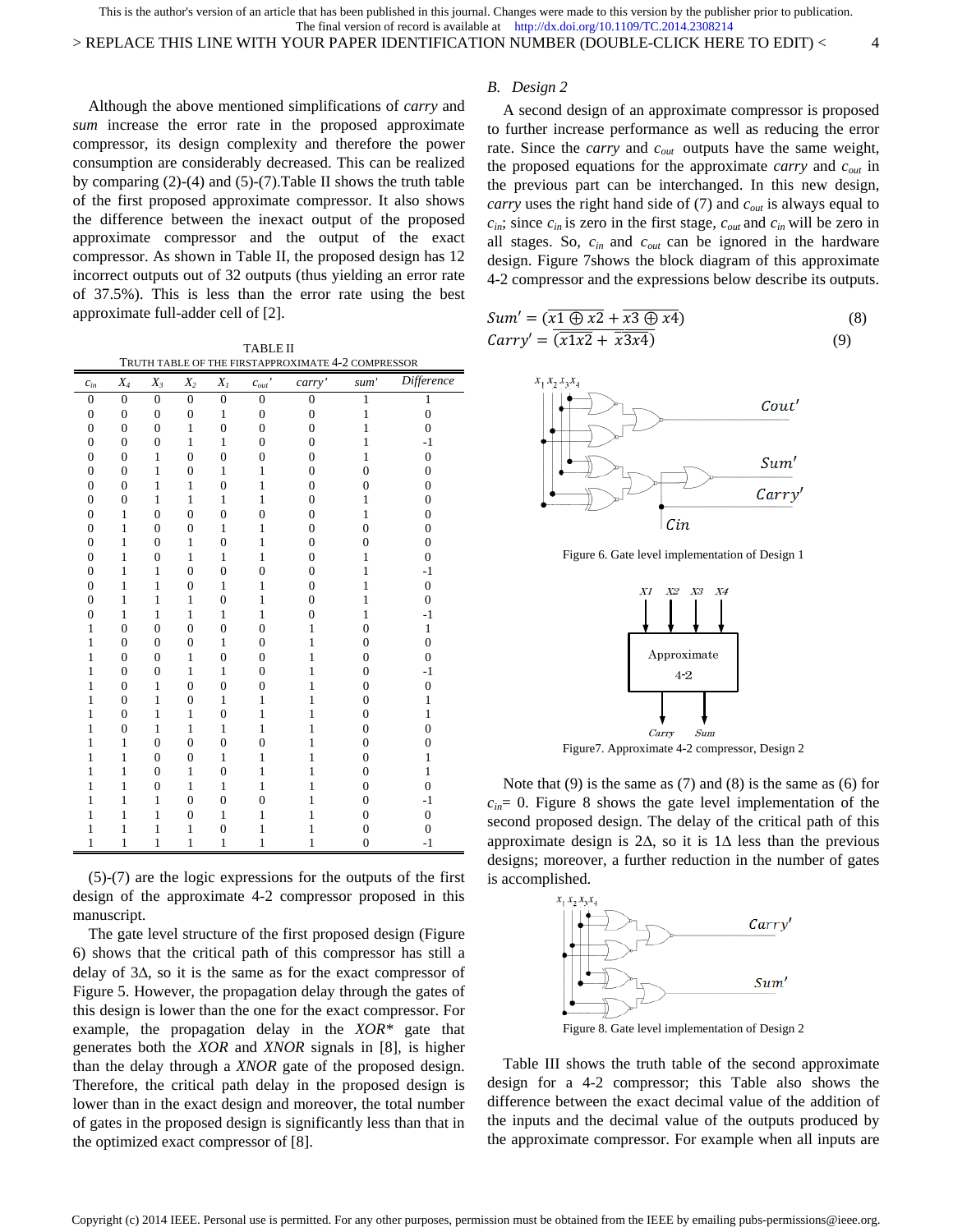Although the above mentioned simplifications of *carry* and *sum* increase the error rate in the proposed approximate compressor, its design complexity and therefore the power consumption are considerably decreased. This can be realized by comparing (2)-(4) and (5)-(7).Table II shows the truth table of the first proposed approximate compressor. It also shows the difference between the inexact output of the proposed approximate compressor and the output of the exact compressor. As shown in Table II, the proposed design has 12 incorrect outputs out of 32 outputs (thus yielding an error rate of 37.5%). This is less than the error rate using the best approximate full-adder cell of [2].

TABLE II
TRUTH TABLE OF THE FIRSTAPPROXIMATE 4-2 COMPRESSOR

| $c_{in}$ | $X_4$ | $X_3$ | $X_2$ | $X_1$ | $c_{out}'$ | $carry'$ | $sum'$ | *Difference* |
|---|---|---|---|---|---|---|---|---|
| 0 | 0 | 0 | 0 | 0 | 0 | 0 | 1 | 1 |
| 0 | 0 | 0 | 0 | 1 | 0 | 0 | 1 | 0 |
| 0 | 0 | 0 | 1 | 0 | 0 | 0 | 1 | 0 |
| 0 | 0 | 0 | 1 | 1 | 0 | 0 | 1 | -1 |
| 0 | 0 | 1 | 0 | 0 | 0 | 0 | 1 | 0 |
| 0 | 0 | 1 | 0 | 1 | 1 | 0 | 0 | 0 |
| 0 | 0 | 1 | 1 | 0 | 1 | 0 | 0 | 0 |
| 0 | 0 | 1 | 1 | 1 | 1 | 0 | 1 | 0 |
| 0 | 1 | 0 | 0 | 0 | 0 | 0 | 1 | 0 |
| 0 | 1 | 0 | 0 | 1 | 1 | 0 | 0 | 0 |
| 0 | 1 | 0 | 1 | 0 | 1 | 0 | 0 | 0 |
| 0 | 1 | 0 | 1 | 1 | 1 | 0 | 1 | 0 |
| 0 | 1 | 1 | 0 | 0 | 0 | 0 | 1 | -1 |
| 0 | 1 | 1 | 0 | 1 | 1 | 0 | 1 | 0 |
| 0 | 1 | 1 | 1 | 0 | 1 | 0 | 1 | 0 |
| 0 | 1 | 1 | 1 | 1 | 1 | 0 | 1 | -1 |
| 1 | 0 | 0 | 0 | 0 | 0 | 1 | 0 | 1 |
| 1 | 0 | 0 | 0 | 1 | 0 | 1 | 0 | 0 |
| 1 | 0 | 0 | 1 | 0 | 0 | 1 | 0 | 0 |
| 1 | 0 | 0 | 1 | 1 | 0 | 1 | 0 | -1 |
| 1 | 0 | 1 | 0 | 0 | 0 | 1 | 0 | 0 |
| 1 | 0 | 1 | 0 | 1 | 1 | 1 | 0 | 1 |
| 1 | 0 | 1 | 1 | 0 | 1 | 1 | 0 | 1 |
| 1 | 0 | 1 | 1 | 1 | 1 | 1 | 0 | 0 |
| 1 | 1 | 0 | 0 | 0 | 0 | 1 | 0 | 0 |
| 1 | 1 | 0 | 0 | 1 | 1 | 1 | 0 | 1 |
| 1 | 1 | 0 | 1 | 0 | 1 | 1 | 0 | 1 |
| 1 | 1 | 0 | 1 | 1 | 1 | 1 | 0 | 0 |
| 1 | 1 | 1 | 0 | 0 | 0 | 1 | 0 | -1 |
| 1 | 1 | 1 | 0 | 1 | 1 | 1 | 0 | 0 |
| 1 | 1 | 1 | 1 | 0 | 1 | 1 | 0 | 0 |
| 1 | 1 | 1 | 1 | 1 | 1 | 1 | 0 | -1 |

(5)-(7) are the logic expressions for the outputs of the first design of the approximate 4-2 compressor proposed in this manuscript.

The gate level structure of the first proposed design (Figure 6) shows that the critical path of this compressor has still a delay of 3Δ, so it is the same as for the exact compressor of Figure 5. However, the propagation delay through the gates of this design is lower than the one for the exact compressor. For example, the propagation delay in the *XOR\** gate that generates both the *XOR* and *XNOR* signals in [8], is higher than the delay through a *XNOR* gate of the proposed design. Therefore, the critical path delay in the proposed design is lower than in the exact design and moreover, the total number of gates in the proposed design is significantly less than that in the optimized exact compressor of [8].

## B. Design 2

A second design of an approximate compressor is proposed to further increase performance as well as reducing the error rate. Since the *carry* and $c_{out}$ outputs have the same weight, the proposed equations for the approximate *carry* and $c_{out}$ in the previous part can be interchanged. In this new design, *carry* uses the right hand side of (7) and $c_{out}$ is always equal to $c_{in}$; since $c_{in}$ is zero in the first stage, $c_{out}$ and $c_{in}$ will be zero in all stages. So, $c_{in}$ and $c_{out}$ can be ignored in the hardware design. Figure 7shows the block diagram of this approximate 4-2 compressor and the expressions below describe its outputs.

$$Sum' = (\overline{x1 \oplus x2} + \overline{x3 \oplus x4}) \quad (8)$$

$$Carry' = \overline{(\overline{x1x2} + \overline{x3x4})} \quad (9)$$

Figure 6. Gate level implementation of Design 1

Figure7. Approximate 4-2 compressor, Design 2

Note that (9) is the same as (7) and (8) is the same as (6) for $c_{in}$= 0. Figure 8 shows the gate level implementation of the second proposed design. The delay of the critical path of this approximate design is 2Δ, so it is 1Δ less than the previous designs; moreover, a further reduction in the number of gates is accomplished.

Figure 8. Gate level implementation of Design 2

Table III shows the truth table of the second approximate design for a 4-2 compressor; this Table also shows the difference between the exact decimal value of the addition of the inputs and the decimal value of the outputs produced by the approximate compressor. For example when all inputs are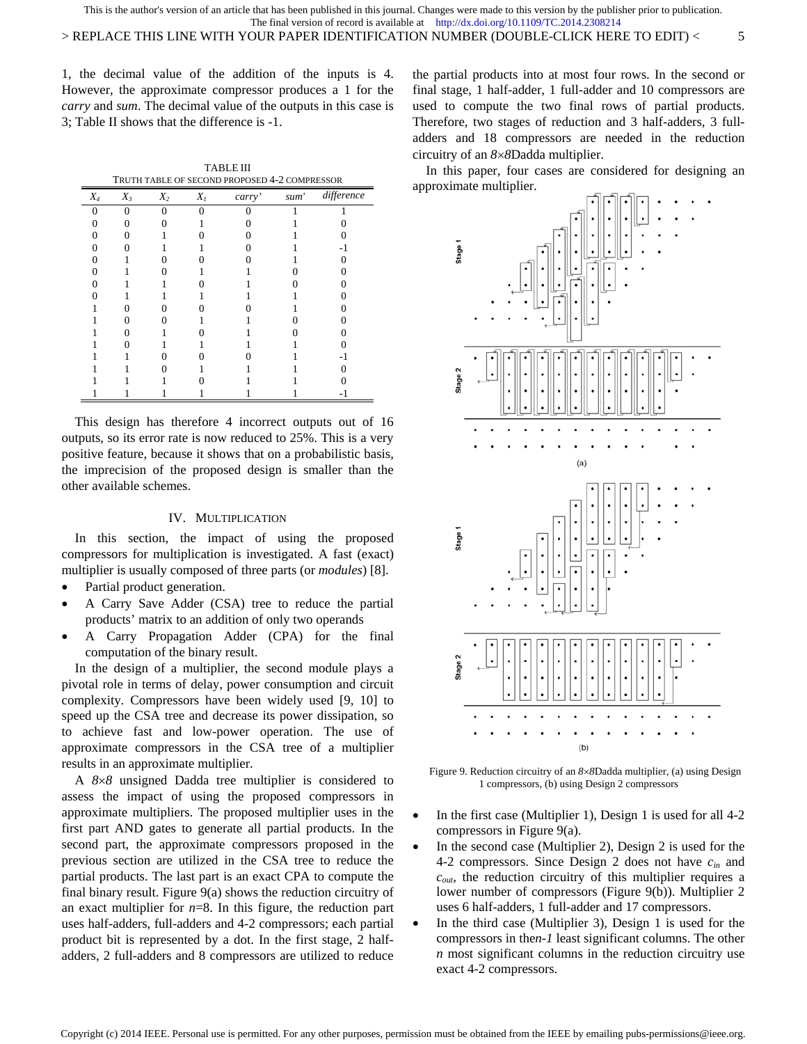1, the decimal value of the addition of the inputs is 4. However, the approximate compressor produces a 1 for the *carry* and *sum*. The decimal value of the outputs in this case is 3; Table II shows that the difference is -1.

TABLE III
TRUTH TABLE OF SECOND PROPOSED 4-2 COMPRESSOR

| $X_4$ | $X_3$ | $X_2$ | $X_1$ | *carry'* | *sum'* | *difference* |
|---|---|---|---|---|---|---|
| 0 | 0 | 0 | 0 | 0 | 1 | 1 |
| 0 | 0 | 0 | 1 | 0 | 1 | 0 |
| 0 | 0 | 1 | 0 | 0 | 1 | 0 |
| 0 | 0 | 1 | 1 | 0 | 1 | -1 |
| 0 | 1 | 0 | 0 | 0 | 1 | 0 |
| 0 | 1 | 0 | 1 | 1 | 0 | 0 |
| 0 | 1 | 1 | 0 | 1 | 0 | 0 |
| 0 | 1 | 1 | 1 | 1 | 1 | 0 |
| 1 | 0 | 0 | 0 | 0 | 1 | 0 |
| 1 | 0 | 0 | 1 | 1 | 0 | 0 |
| 1 | 0 | 1 | 0 | 1 | 0 | 0 |
| 1 | 0 | 1 | 1 | 1 | 1 | 0 |
| 1 | 1 | 0 | 0 | 0 | 1 | -1 |
| 1 | 1 | 0 | 1 | 1 | 1 | 0 |
| 1 | 1 | 1 | 0 | 1 | 1 | 0 |
| 1 | 1 | 1 | 1 | 1 | 1 | -1 |

This design has therefore 4 incorrect outputs out of 16 outputs, so its error rate is now reduced to 25%. This is a very positive feature, because it shows that on a probabilistic basis, the imprecision of the proposed design is smaller than the other available schemes.

## IV. MULTIPLICATION

In this section, the impact of using the proposed compressors for multiplication is investigated. A fast (exact) multiplier is usually composed of three parts (or *modules*) [8].

- Partial product generation.
- A Carry Save Adder (CSA) tree to reduce the partial products' matrix to an addition of only two operands
- A Carry Propagation Adder (CPA) for the final computation of the binary result.

In the design of a multiplier, the second module plays a pivotal role in terms of delay, power consumption and circuit complexity. Compressors have been widely used [9, 10] to speed up the CSA tree and decrease its power dissipation, so to achieve fast and low-power operation. The use of approximate compressors in the CSA tree of a multiplier results in an approximate multiplier.

A $8\times8$ unsigned Dadda tree multiplier is considered to assess the impact of using the proposed compressors in approximate multipliers. The proposed multiplier uses in the first part AND gates to generate all partial products. In the second part, the approximate compressors proposed in the previous section are utilized in the CSA tree to reduce the partial products. The last part is an exact CPA to compute the final binary result. Figure 9(a) shows the reduction circuitry of an exact multiplier for $n$=8. In this figure, the reduction part uses half-adders, full-adders and 4-2 compressors; each partial product bit is represented by a dot. In the first stage, 2 half-adders, 2 full-adders and 8 compressors are utilized to reduce the partial products into at most four rows. In the second or final stage, 1 half-adder, 1 full-adder and 10 compressors are used to compute the two final rows of partial products. Therefore, two stages of reduction and 3 half-adders, 3 full-adders and 18 compressors are needed in the reduction circuitry of an $8\times8$Dadda multiplier.

In this paper, four cases are considered for designing an approximate multiplier.

Figure 9. Reduction circuitry of an $8\times8$Dadda multiplier, (a) using Design 1 compressors, (b) using Design 2 compressors

- In the first case (Multiplier 1), Design 1 is used for all 4-2 compressors in Figure 9(a).
- In the second case (Multiplier 2), Design 2 is used for the 4-2 compressors. Since Design 2 does not have $c_{in}$ and $c_{out}$, the reduction circuitry of this multiplier requires a lower number of compressors (Figure 9(b)). Multiplier 2 uses 6 half-adders, 1 full-adder and 17 compressors.
- In the third case (Multiplier 3), Design 1 is used for the compressors in the $n$-$1$ least significant columns. The other $n$ most significant columns in the reduction circuitry use exact 4-2 compressors.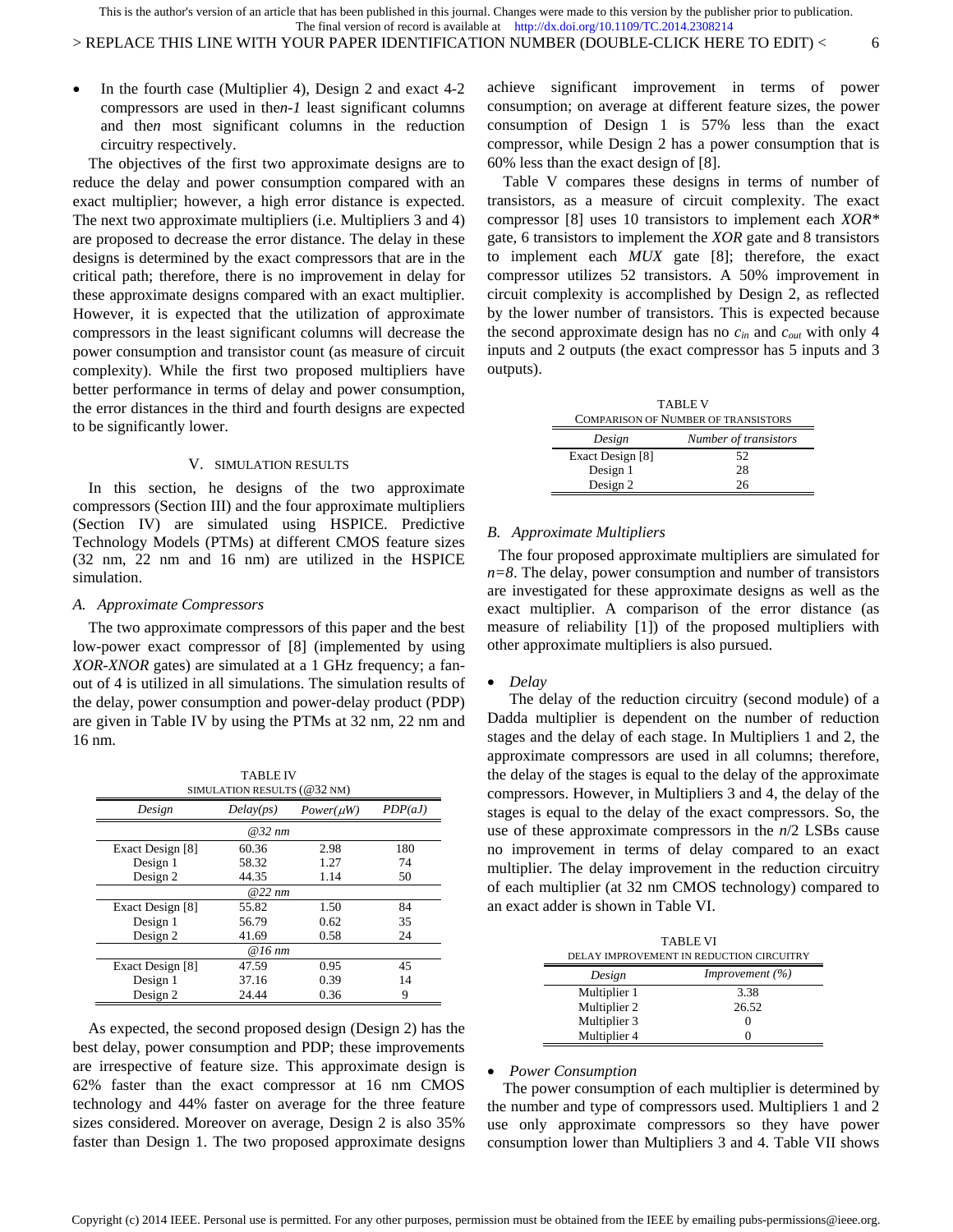- In the fourth case (Multiplier 4), Design 2 and exact 4-2 compressors are used in the $n$-$1$ least significant columns and the $n$ most significant columns in the reduction circuitry respectively.

The objectives of the first two approximate designs are to reduce the delay and power consumption compared with an exact multiplier; however, a high error distance is expected. The next two approximate multipliers (i.e. Multipliers 3 and 4) are proposed to decrease the error distance. The delay in these designs is determined by the exact compressors that are in the critical path; therefore, there is no improvement in delay for these approximate designs compared with an exact multiplier. However, it is expected that the utilization of approximate compressors in the least significant columns will decrease the power consumption and transistor count (as measure of circuit complexity). While the first two proposed multipliers have better performance in terms of delay and power consumption, the error distances in the third and fourth designs are expected to be significantly lower.

## V. Simulation Results

In this section, he designs of the two approximate compressors (Section III) and the four approximate multipliers (Section IV) are simulated using HSPICE. Predictive Technology Models (PTMs) at different CMOS feature sizes (32 nm, 22 nm and 16 nm) are utilized in the HSPICE simulation.

### A. Approximate Compressors

The two approximate compressors of this paper and the best low-power exact compressor of [8] (implemented by using *XOR-XNOR* gates) are simulated at a 1 GHz frequency; a fan-out of 4 is utilized in all simulations. The simulation results of the delay, power consumption and power-delay product (PDP) are given in Table IV by using the PTMs at 32 nm, 22 nm and 16 nm.

TABLE IV
SIMULATION RESULTS (@32 NM)

| *Design* | *Delay(ps)* | *Power($\mu W$)* | *PDP(aJ)* |
|---|---|---|---|
| | *@32 nm* | | |
| Exact Design [8] | 60.36 | 2.98 | 180 |
| Design 1 | 58.32 | 1.27 | 74 |
| Design 2 | 44.35 | 1.14 | 50 |
| | *@22 nm* | | |
| Exact Design [8] | 55.82 | 1.50 | 84 |
| Design 1 | 56.79 | 0.62 | 35 |
| Design 2 | 41.69 | 0.58 | 24 |
| | *@16 nm* | | |
| Exact Design [8] | 47.59 | 0.95 | 45 |
| Design 1 | 37.16 | 0.39 | 14 |
| Design 2 | 24.44 | 0.36 | 9 |

As expected, the second proposed design (Design 2) has the best delay, power consumption and PDP; these improvements are irrespective of feature size. This approximate design is 62% faster than the exact compressor at 16 nm CMOS technology and 44% faster on average for the three feature sizes considered. Moreover on average, Design 2 is also 35% faster than Design 1. The two proposed approximate designs achieve significant improvement in terms of power consumption; on average at different feature sizes, the power consumption of Design 1 is 57% less than the exact compressor, while Design 2 has a power consumption that is 60% less than the exact design of [8].

Table V compares these designs in terms of number of transistors, as a measure of circuit complexity. The exact compressor [8] uses 10 transistors to implement each *XOR\** gate, 6 transistors to implement the *XOR* gate and 8 transistors to implement each *MUX* gate [8]; therefore, the exact compressor utilizes 52 transistors. A 50% improvement in circuit complexity is accomplished by Design 2, as reflected by the lower number of transistors. This is expected because the second approximate design has no $c_{in}$ and $c_{out}$ with only 4 inputs and 2 outputs (the exact compressor has 5 inputs and 3 outputs).

TABLE V
COMPARISON OF NUMBER OF TRANSISTORS

| *Design* | *Number of transistors* |
|---|---|
| Exact Design [8] | 52 |
| Design 1 | 28 |
| Design 2 | 26 |

### B. Approximate Multipliers

The four proposed approximate multipliers are simulated for $n=8$. The delay, power consumption and number of transistors are investigated for these approximate designs as well as the exact multiplier. A comparison of the error distance (as measure of reliability [1]) of the proposed multipliers with other approximate multipliers is also pursued.

- *Delay*

The delay of the reduction circuitry (second module) of a Dadda multiplier is dependent on the number of reduction stages and the delay of each stage. In Multipliers 1 and 2, the approximate compressors are used in all columns; therefore, the delay of the stages is equal to the delay of the approximate compressors. However, in Multipliers 3 and 4, the delay of the stages is equal to the delay of the exact compressors. So, the use of these approximate compressors in the $n/2$ LSBs cause no improvement in terms of delay compared to an exact multiplier. The delay improvement in the reduction circuitry of each multiplier (at 32 nm CMOS technology) compared to an exact adder is shown in Table VI.

TABLE VI
DELAY IMPROVEMENT IN REDUCTION CIRCUITRY

| *Design* | *Improvement (%)* |
|---|---|
| Multiplier 1 | 3.38 |
| Multiplier 2 | 26.52 |
| Multiplier 3 | 0 |
| Multiplier 4 | 0 |

- *Power Consumption*

The power consumption of each multiplier is determined by the number and type of compressors used. Multipliers 1 and 2 use only approximate compressors so they have power consumption lower than Multipliers 3 and 4. Table VII shows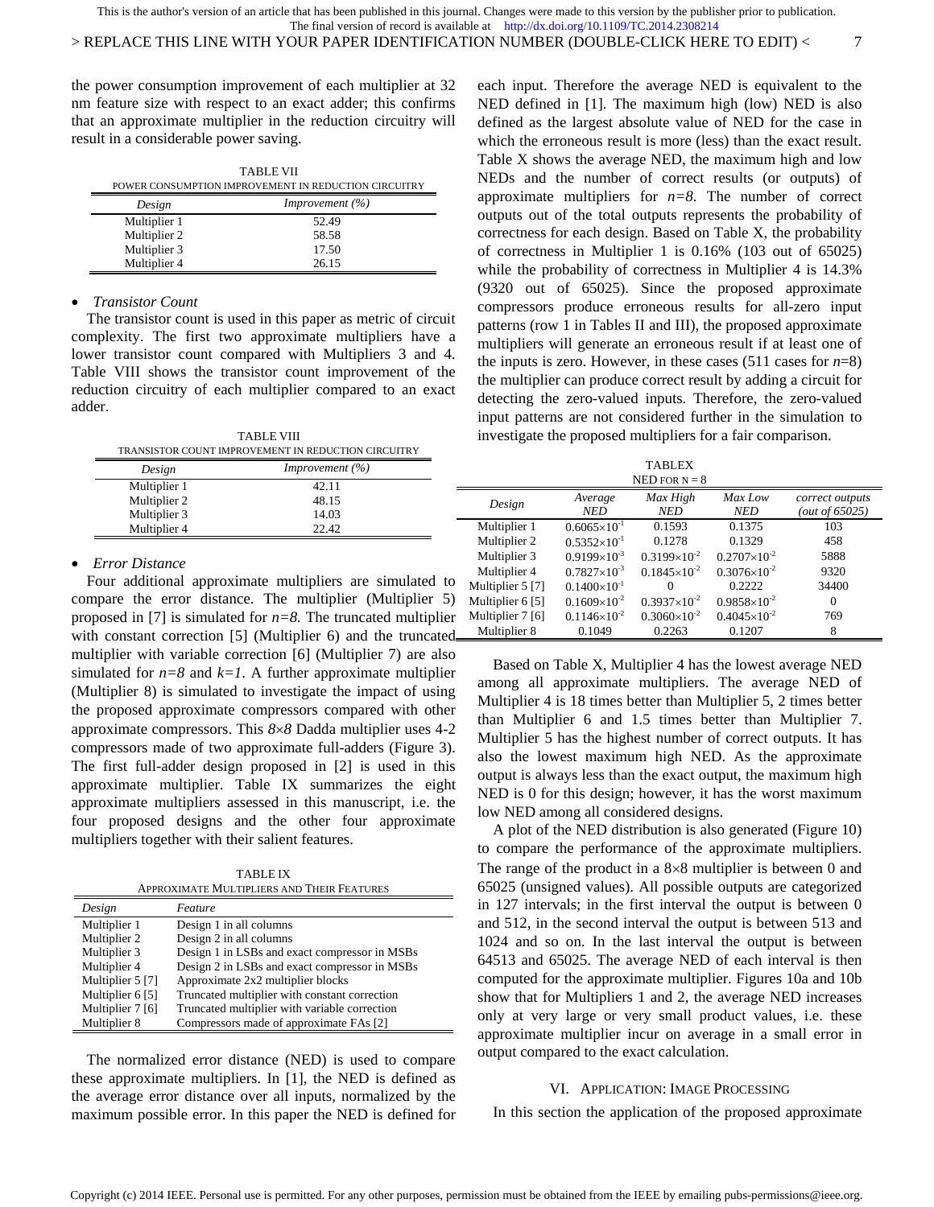the power consumption improvement of each multiplier at 32 nm feature size with respect to an exact adder; this confirms that an approximate multiplier in the reduction circuitry will result in a considerable power saving.

TABLE VII
POWER CONSUMPTION IMPROVEMENT IN REDUCTION CIRCUITRY

| *Design* | *Improvement (%)* |
|---|---|
| Multiplier 1 | 52.49 |
| Multiplier 2 | 58.58 |
| Multiplier 3 | 17.50 |
| Multiplier 4 | 26.15 |

- *Transistor Count*

The transistor count is used in this paper as metric of circuit complexity. The first two approximate multipliers have a lower transistor count compared with Multipliers 3 and 4. Table VIII shows the transistor count improvement of the reduction circuitry of each multiplier compared to an exact adder.

TABLE VIII
TRANSISTOR COUNT IMPROVEMENT IN REDUCTION CIRCUITRY

| *Design* | *Improvement (%)* |
|---|---|
| Multiplier 1 | 42.11 |
| Multiplier 2 | 48.15 |
| Multiplier 3 | 14.03 |
| Multiplier 4 | 22.42 |

- *Error Distance*

Four additional approximate multipliers are simulated to compare the error distance. The multiplier (Multiplier 5) proposed in [7] is simulated for $n=8$. The truncated multiplier with constant correction [5] (Multiplier 6) and the truncated multiplier with variable correction [6] (Multiplier 7) are also simulated for $n=8$ and $k=1$. A further approximate multiplier (Multiplier 8) is simulated to investigate the impact of using the proposed approximate compressors compared with other approximate compressors. This $8\times 8$ Dadda multiplier uses 4-2 compressors made of two approximate full-adders (Figure 3). The first full-adder design proposed in [2] is used in this approximate multiplier. Table IX summarizes the eight approximate multipliers assessed in this manuscript, i.e. the four proposed designs and the other four approximate multipliers together with their salient features.

TABLE IX
APPROXIMATE MULTIPLIERS AND THEIR FEATURES

| *Design* | *Feature* |
|---|---|
| Multiplier 1 | Design 1 in all columns |
| Multiplier 2 | Design 2 in all columns |
| Multiplier 3 | Design 1 in LSBs and exact compressor in MSBs |
| Multiplier 4 | Design 2 in LSBs and exact compressor in MSBs |
| Multiplier 5 [7] | Approximate 2x2 multiplier blocks |
| Multiplier 6 [5] | Truncated multiplier with constant correction |
| Multiplier 7 [6] | Truncated multiplier with variable correction |
| Multiplier 8 | Compressors made of approximate FAs [2] |

The normalized error distance (NED) is used to compare these approximate multipliers. In [1], the NED is defined as the average error distance over all inputs, normalized by the maximum possible error. In this paper the NED is defined for each input. Therefore the average NED is equivalent to the NED defined in [1]. The maximum high (low) NED is also defined as the largest absolute value of NED for the case in which the erroneous result is more (less) than the exact result. Table X shows the average NED, the maximum high and low NEDs and the number of correct results (or outputs) of approximate multipliers for $n=8$. The number of correct outputs out of the total outputs represents the probability of correctness for each design. Based on Table X, the probability of correctness in Multiplier 1 is 0.16% (103 out of 65025) while the probability of correctness in Multiplier 4 is 14.3% (9320 out of 65025). Since the proposed approximate compressors produce erroneous results for all-zero input patterns (row 1 in Tables II and III), the proposed approximate multipliers will generate an erroneous result if at least one of the inputs is zero. However, in these cases (511 cases for $n=8$) the multiplier can produce correct result by adding a circuit for detecting the zero-valued inputs. Therefore, the zero-valued input patterns are not considered further in the simulation to investigate the proposed multipliers for a fair comparison.

TABLEX
NED FOR N = 8

| *Design* | *Average NED* | *Max High NED* | *Max Low NED* | *correct outputs (out of 65025)* |
|---|---|---|---|---|
| Multiplier 1 | $0.6065\times10^{-1}$ | 0.1593 | 0.1375 | 103 |
| Multiplier 2 | $0.5352\times10^{-1}$ | 0.1278 | 0.1329 | 458 |
| Multiplier 3 | $0.9199\times10^{-3}$ | $0.3199\times10^{-2}$ | $0.2707\times10^{-2}$ | 5888 |
| Multiplier 4 | $0.7827\times10^{-3}$ | $0.1845\times10^{-2}$ | $0.3076\times10^{-2}$ | 9320 |
| Multiplier 5 [7] | $0.1400\times10^{-1}$ | 0 | 0.2222 | 34400 |
| Multiplier 6 [5] | $0.1609\times10^{-2}$ | $0.3937\times10^{-2}$ | $0.9858\times10^{-2}$ | 0 |
| Multiplier 7 [6] | $0.1146\times10^{-2}$ | $0.3060\times10^{-2}$ | $0.4045\times10^{-2}$ | 769 |
| Multiplier 8 | 0.1049 | 0.2263 | 0.1207 | 8 |

Based on Table X, Multiplier 4 has the lowest average NED among all approximate multipliers. The average NED of Multiplier 4 is 18 times better than Multiplier 5, 2 times better than Multiplier 6 and 1.5 times better than Multiplier 7. Multiplier 5 has the highest number of correct outputs. It has also the lowest maximum high NED. As the approximate output is always less than the exact output, the maximum high NED is 0 for this design; however, it has the worst maximum low NED among all considered designs.

A plot of the NED distribution is also generated (Figure 10) to compare the performance of the approximate multipliers. The range of the product in a $8\times 8$ multiplier is between 0 and 65025 (unsigned values). All possible outputs are categorized in 127 intervals; in the first interval the output is between 0 and 512, in the second interval the output is between 513 and 1024 and so on. In the last interval the output is between 64513 and 65025. The average NED of each interval is then computed for the approximate multiplier. Figures 10a and 10b show that for Multipliers 1 and 2, the average NED increases only at very large or very small product values, i.e. these approximate multiplier incur on average in a small error in output compared to the exact calculation.

## VI. APPLICATION: IMAGE PROCESSING

In this section the application of the proposed approximate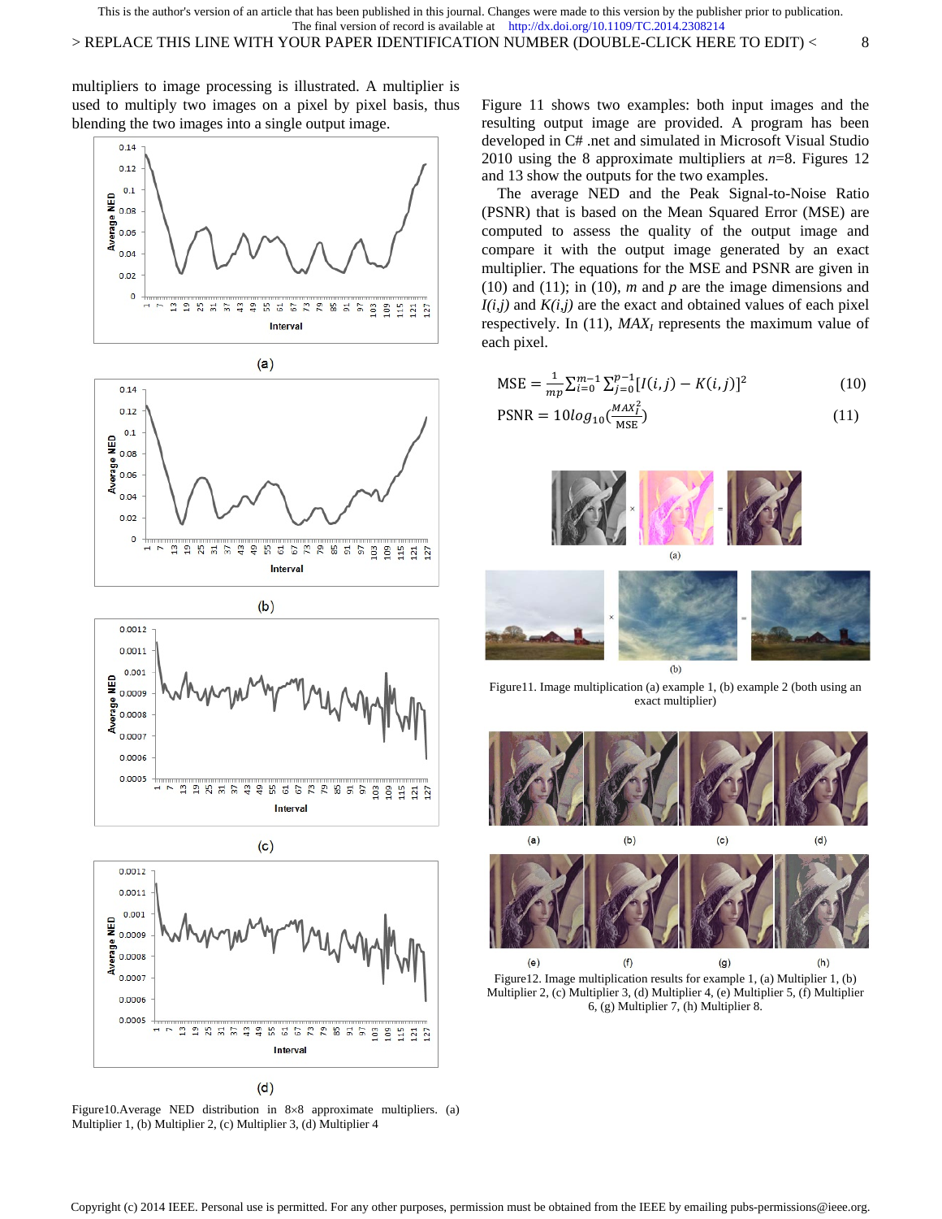multipliers to image processing is illustrated. A multiplier is used to multiply two images on a pixel by pixel basis, thus blending the two images into a single output image.

Figure10.Average NED distribution in 8×8 approximate multipliers. (a) Multiplier 1, (b) Multiplier 2, (c) Multiplier 3, (d) Multiplier 4

Figure 11 shows two examples: both input images and the resulting output image are provided. A program has been developed in C# .net and simulated in Microsoft Visual Studio 2010 using the 8 approximate multipliers at $n$=8. Figures 12 and 13 show the outputs for the two examples.

The average NED and the Peak Signal-to-Noise Ratio (PSNR) that is based on the Mean Squared Error (MSE) are computed to assess the quality of the output image and compare it with the output image generated by an exact multiplier. The equations for the MSE and PSNR are given in (10) and (11); in (10), $m$ and $p$ are the image dimensions and $I(i,j)$ and $K(i,j)$ are the exact and obtained values of each pixel respectively. In (11), $MAX_I$ represents the maximum value of each pixel.

$$\text{MSE} = \frac{1}{mp}\sum_{i=0}^{m-1}\sum_{j=0}^{p-1}[I(i,j) - K(i,j)]^2 \quad (10)$$

$$\text{PSNR} = 10log_{10}\left(\frac{MAX_I^2}{\text{MSE}}\right) \quad (11)$$

Figure11. Image multiplication (a) example 1, (b) example 2 (both using an exact multiplier)

Figure12. Image multiplication results for example 1, (a) Multiplier 1, (b) Multiplier 2, (c) Multiplier 3, (d) Multiplier 4, (e) Multiplier 5, (f) Multiplier 6, (g) Multiplier 7, (h) Multiplier 8.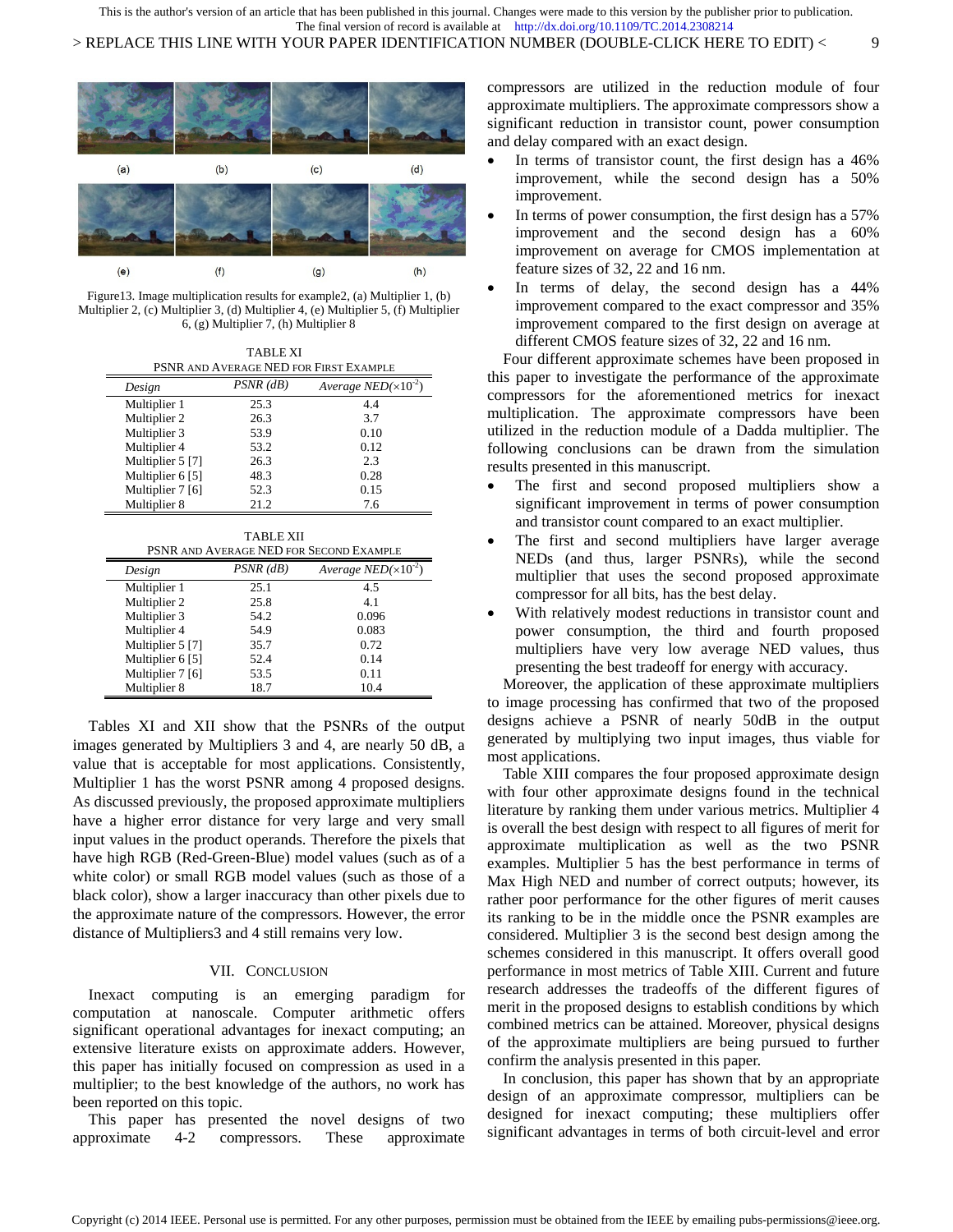Figure13. Image multiplication results for example2, (a) Multiplier 1, (b) Multiplier 2, (c) Multiplier 3, (d) Multiplier 4, (e) Multiplier 5, (f) Multiplier 6, (g) Multiplier 7, (h) Multiplier 8

TABLE XI
PSNR AND AVERAGE NED FOR FIRST EXAMPLE

| Design | PSNR (dB) | Average NED($\times10^{-2}$) |
|---|---|---|
| Multiplier 1 | 25.3 | 4.4 |
| Multiplier 2 | 26.3 | 3.7 |
| Multiplier 3 | 53.9 | 0.10 |
| Multiplier 4 | 53.2 | 0.12 |
| Multiplier 5 [7] | 26.3 | 2.3 |
| Multiplier 6 [5] | 48.3 | 0.28 |
| Multiplier 7 [6] | 52.3 | 0.15 |
| Multiplier 8 | 21.2 | 7.6 |

TABLE XII
PSNR AND AVERAGE NED FOR SECOND EXAMPLE

| Design | PSNR (dB) | Average NED($\times10^{-2}$) |
|---|---|---|
| Multiplier 1 | 25.1 | 4.5 |
| Multiplier 2 | 25.8 | 4.1 |
| Multiplier 3 | 54.2 | 0.096 |
| Multiplier 4 | 54.9 | 0.083 |
| Multiplier 5 [7] | 35.7 | 0.72 |
| Multiplier 6 [5] | 52.4 | 0.14 |
| Multiplier 7 [6] | 53.5 | 0.11 |
| Multiplier 8 | 18.7 | 10.4 |

Tables XI and XII show that the PSNRs of the output images generated by Multipliers 3 and 4, are nearly 50 dB, a value that is acceptable for most applications. Consistently, Multiplier 1 has the worst PSNR among 4 proposed designs. As discussed previously, the proposed approximate multipliers have a higher error distance for very large and very small input values in the product operands. Therefore the pixels that have high RGB (Red-Green-Blue) model values (such as of a white color) or small RGB model values (such as those of a black color), show a larger inaccuracy than other pixels due to the approximate nature of the compressors. However, the error distance of Multipliers3 and 4 still remains very low.

## VII. CONCLUSION

Inexact computing is an emerging paradigm for computation at nanoscale. Computer arithmetic offers significant operational advantages for inexact computing; an extensive literature exists on approximate adders. However, this paper has initially focused on compression as used in a multiplier; to the best knowledge of the authors, no work has been reported on this topic.

This paper has presented the novel designs of two approximate 4-2 compressors. These approximate compressors are utilized in the reduction module of four approximate multipliers. The approximate compressors show a significant reduction in transistor count, power consumption and delay compared with an exact design.

- In terms of transistor count, the first design has a 46% improvement, while the second design has a 50% improvement.
- In terms of power consumption, the first design has a 57% improvement and the second design has a 60% improvement on average for CMOS implementation at feature sizes of 32, 22 and 16 nm.
- In terms of delay, the second design has a 44% improvement compared to the exact compressor and 35% improvement compared to the first design on average at different CMOS feature sizes of 32, 22 and 16 nm.

Four different approximate schemes have been proposed in this paper to investigate the performance of the approximate compressors for the aforementioned metrics for inexact multiplication. The approximate compressors have been utilized in the reduction module of a Dadda multiplier. The following conclusions can be drawn from the simulation results presented in this manuscript.

- The first and second proposed multipliers show a significant improvement in terms of power consumption and transistor count compared to an exact multiplier.
- The first and second multipliers have larger average NEDs (and thus, larger PSNRs), while the second multiplier that uses the second proposed approximate compressor for all bits, has the best delay.
- With relatively modest reductions in transistor count and power consumption, the third and fourth proposed multipliers have very low average NED values, thus presenting the best tradeoff for energy with accuracy.

Moreover, the application of these approximate multipliers to image processing has confirmed that two of the proposed designs achieve a PSNR of nearly 50dB in the output generated by multiplying two input images, thus viable for most applications.

Table XIII compares the four proposed approximate design with four other approximate designs found in the technical literature by ranking them under various metrics. Multiplier 4 is overall the best design with respect to all figures of merit for approximate multiplication as well as the two PSNR examples. Multiplier 5 has the best performance in terms of Max High NED and number of correct outputs; however, its rather poor performance for the other figures of merit causes its ranking to be in the middle once the PSNR examples are considered. Multiplier 3 is the second best design among the schemes considered in this manuscript. It offers overall good performance in most metrics of Table XIII. Current and future research addresses the tradeoffs of the different figures of merit in the proposed designs to establish conditions by which combined metrics can be attained. Moreover, physical designs of the approximate multipliers are being pursued to further confirm the analysis presented in this paper.

In conclusion, this paper has shown that by an appropriate design of an approximate compressor, multipliers can be designed for inexact computing; these multipliers offer significant advantages in terms of both circuit-level and error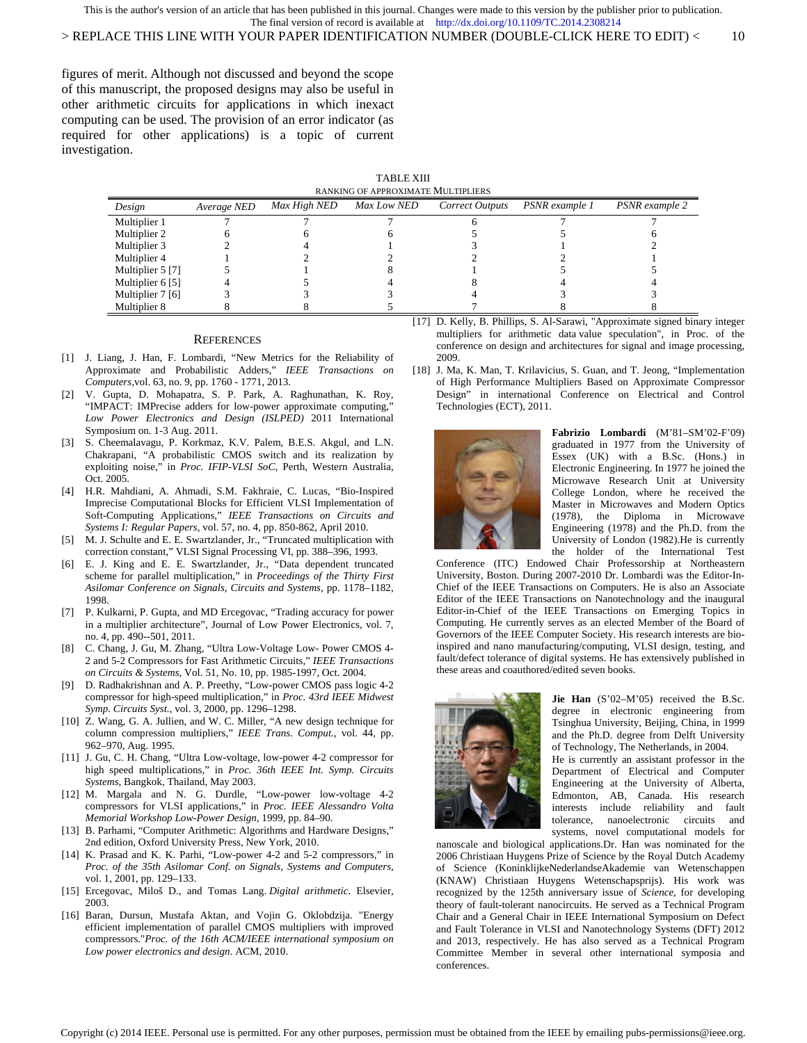figures of merit. Although not discussed and beyond the scope of this manuscript, the proposed designs may also be useful in other arithmetic circuits for applications in which inexact computing can be used. The provision of an error indicator (as required for other applications) is a topic of current investigation.

TABLE XIII
RANKING OF APPROXIMATE MULTIPLIERS

| *Design* | *Average NED* | *Max High NED* | *Max Low NED* | *Correct Outputs* | *PSNR example 1* | *PSNR example 2* |
|---|---|---|---|---|---|---|
| Multiplier 1 | 7 | 7 | 7 | 6 | 7 | 7 |
| Multiplier 2 | 6 | 6 | 6 | 5 | 5 | 6 |
| Multiplier 3 | 2 | 4 | 1 | 3 | 1 | 2 |
| Multiplier 4 | 1 | 2 | 2 | 2 | 2 | 1 |
| Multiplier 5 [7] | 5 | 1 | 8 | 1 | 5 | 5 |
| Multiplier 6 [5] | 4 | 5 | 4 | 8 | 4 | 4 |
| Multiplier 7 [6] | 3 | 3 | 3 | 4 | 3 | 3 |
| Multiplier 8 | 8 | 8 | 5 | 7 | 8 | 8 |

## References

[1] J. Liang, J. Han, F. Lombardi, "New Metrics for the Reliability of Approximate and Probabilistic Adders," *IEEE Transactions on Computers*,vol. 63, no. 9, pp. 1760 - 1771, 2013.

[2] V. Gupta, D. Mohapatra, S. P. Park, A. Raghunathan, K. Roy, "IMPACT: IMPrecise adders for low-power approximate computing," *Low Power Electronics and Design (ISLPED)* 2011 International Symposium on. 1-3 Aug. 2011.

[3] S. Cheemalavagu, P. Korkmaz, K.V. Palem, B.E.S. Akgul, and L.N. Chakrapani, "A probabilistic CMOS switch and its realization by exploiting noise," in *Proc. IFIP-VLSI SoC*, Perth, Western Australia, Oct. 2005.

[4] H.R. Mahdiani, A. Ahmadi, S.M. Fakhraie, C. Lucas, "Bio-Inspired Imprecise Computational Blocks for Efficient VLSI Implementation of Soft-Computing Applications," *IEEE Transactions on Circuits and Systems I: Regular Papers*, vol. 57, no. 4, pp. 850-862, April 2010.

[5] M. J. Schulte and E. E. Swartzlander, Jr., "Truncated multiplication with correction constant," VLSI Signal Processing VI, pp. 388–396, 1993.

[6] E. J. King and E. E. Swartzlander, Jr., "Data dependent truncated scheme for parallel multiplication," in *Proceedings of the Thirty First Asilomar Conference on Signals, Circuits and Systems*, pp. 1178–1182, 1998.

[7] P. Kulkarni, P. Gupta, and MD Ercegovac, "Trading accuracy for power in a multiplier architecture," Journal of Low Power Electronics, vol. 7, no. 4, pp. 490--501, 2011.

[8] C. Chang, J. Gu, M. Zhang, "Ultra Low-Voltage Low- Power CMOS 4-2 and 5-2 Compressors for Fast Arithmetic Circuits," *IEEE Transactions on Circuits & Systems*, Vol. 51, No. 10, pp. 1985-1997, Oct. 2004.

[9] D. Radhakrishnan and A. P. Preethy, "Low-power CMOS pass logic 4-2 compressor for high-speed multiplication," in *Proc. 43rd IEEE Midwest Symp. Circuits Syst.*, vol. 3, 2000, pp. 1296–1298.

[10] Z. Wang, G. A. Jullien, and W. C. Miller, "A new design technique for column compression multipliers," *IEEE Trans. Comput.*, vol. 44, pp. 962–970, Aug. 1995.

[11] J. Gu, C. H. Chang, "Ultra Low-voltage, low-power 4-2 compressor for high speed multiplications," in *Proc. 36th IEEE Int. Symp. Circuits Systems*, Bangkok, Thailand, May 2003.

[12] M. Margala and N. G. Durdle, "Low-power low-voltage 4-2 compressors for VLSI applications," in *Proc. IEEE Alessandro Volta Memorial Workshop Low-Power Design*, 1999, pp. 84–90.

[13] B. Parhami, "Computer Arithmetic: Algorithms and Hardware Designs," 2nd edition, Oxford University Press, New York, 2010.

[14] K. Prasad and K. K. Parhi, "Low-power 4-2 and 5-2 compressors," in *Proc. of the 35th Asilomar Conf. on Signals, Systems and Computers*, vol. 1, 2001, pp. 129–133.

[15] Ercegovac, Miloš D., and Tomas Lang. *Digital arithmetic*. Elsevier, 2003.

[16] Baran, Dursun, Mustafa Aktan, and Vojin G. Oklobdzija. "Energy efficient implementation of parallel CMOS multipliers with improved compressors."*Proc. of the 16th ACM/IEEE international symposium on Low power electronics and design*. ACM, 2010.

[17] D. Kelly, B. Phillips, S. Al-Sarawi, "Approximate signed binary integer multipliers for arithmetic data value speculation", in Proc. of the conference on design and architectures for signal and image processing, 2009.

[18] J. Ma, K. Man, T. Krilavicius, S. Guan, and T. Jeong, "Implementation of High Performance Multipliers Based on Approximate Compressor Design" in international Conference on Electrical and Control Technologies (ECT), 2011.

**Fabrizio Lombardi** (M'81–SM'02-F'09) graduated in 1977 from the University of Essex (UK) with a B.Sc. (Hons.) in Electronic Engineering. In 1977 he joined the Microwave Research Unit at University College London, where he received the Master in Microwaves and Modern Optics (1978), the Diploma in Microwave Engineering (1978) and the Ph.D. from the University of London (1982).He is currently the holder of the International Test Conference (ITC) Endowed Chair Professorship at Northeastern University, Boston. During 2007-2010 Dr. Lombardi was the Editor-In-Chief of the IEEE Transactions on Computers. He is also an Associate Editor of the IEEE Transactions on Nanotechnology and the inaugural Editor-in-Chief of the IEEE Transactions on Emerging Topics in Computing. He currently serves as an elected Member of the Board of Governors of the IEEE Computer Society. His research interests are bio-inspired and nano manufacturing/computing, VLSI design, testing, and fault/defect tolerance of digital systems. He has extensively published in these areas and coauthored/edited seven books.

**Jie Han** (S'02–M'05) received the B.Sc. degree in electronic engineering from Tsinghua University, Beijing, China, in 1999 and the Ph.D. degree from Delft University of Technology, The Netherlands, in 2004. He is currently an assistant professor in the Department of Electrical and Computer Engineering at the University of Alberta, Edmonton, AB, Canada. His research interests include reliability and fault tolerance, nanoelectronic circuits and systems, novel computational models for nanoscale and biological applications.Dr. Han was nominated for the 2006 Christiaan Huygens Prize of Science by the Royal Dutch Academy of Science (KoninklijkeNederlandseAkademie van Wetenschappen (KNAW) Christiaan Huygens Wetenschapsprijs). His work was recognized by the 125th anniversary issue of *Science*, for developing theory of fault-tolerant nanocircuits. He served as a Technical Program Chair and a General Chair in IEEE International Symposium on Defect and Fault Tolerance in VLSI and Nanotechnology Systems (DFT) 2012 and 2013, respectively. He has also served as a Technical Program Committee Member in several other international symposia and conferences.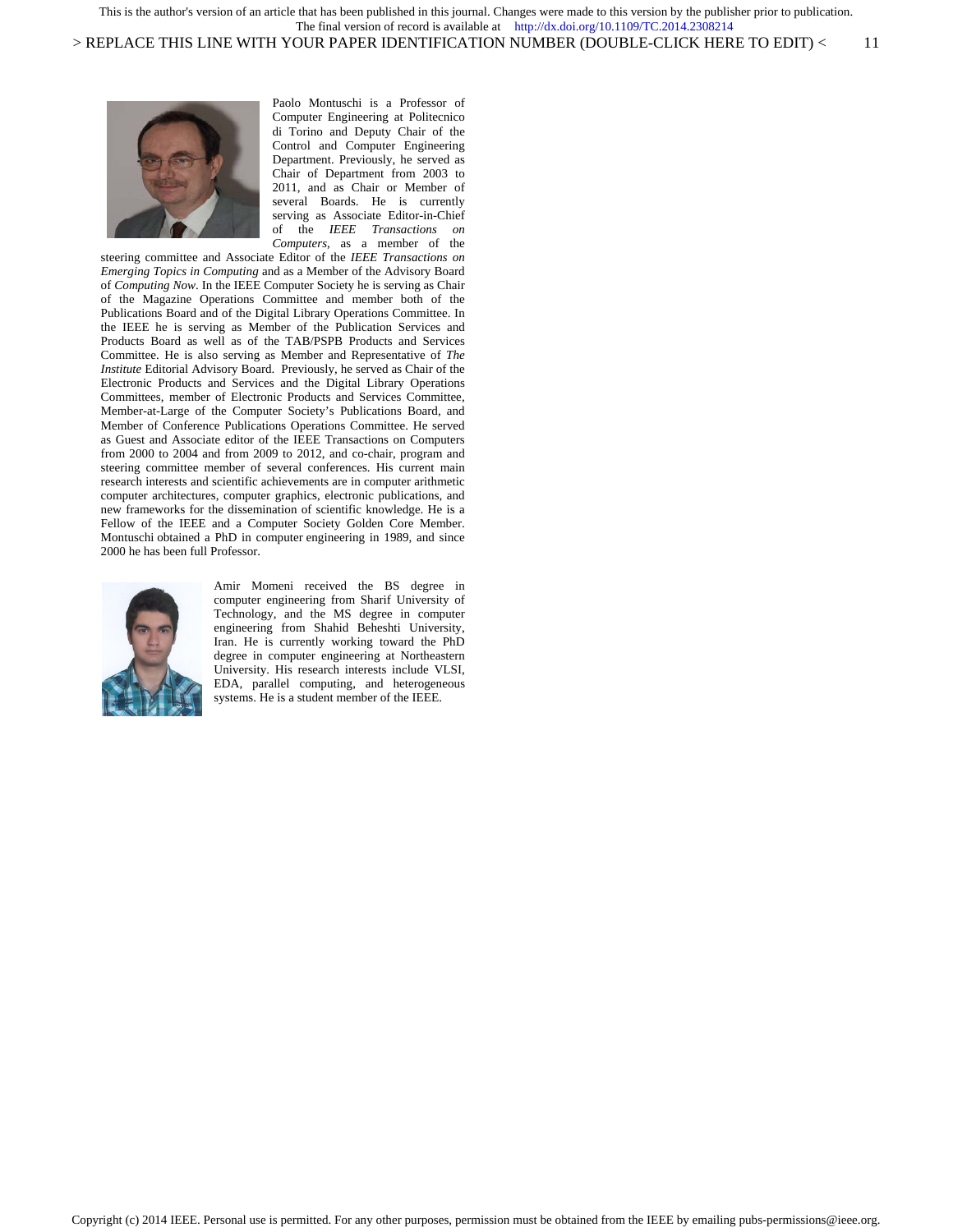Paolo Montuschi is a Professor of Computer Engineering at Politecnico di Torino and Deputy Chair of the Control and Computer Engineering Department. Previously, he served as Chair of Department from 2003 to 2011, and as Chair or Member of several Boards. He is currently serving as Associate Editor-in-Chief of the *IEEE Transactions on Computers*, as a member of the steering committee and Associate Editor of the *IEEE Transactions on Emerging Topics in Computing* and as a Member of the Advisory Board of *Computing Now*. In the IEEE Computer Society he is serving as Chair of the Magazine Operations Committee and member both of the Publications Board and of the Digital Library Operations Committee. In the IEEE he is serving as Member of the Publication Services and Products Board as well as of the TAB/PSPB Products and Services Committee. He is also serving as Member and Representative of *The Institute* Editorial Advisory Board. Previously, he served as Chair of the Electronic Products and Services and the Digital Library Operations Committees, member of Electronic Products and Services Committee, Member-at-Large of the Computer Society's Publications Board, and Member of Conference Publications Operations Committee. He served as Guest and Associate editor of the IEEE Transactions on Computers from 2000 to 2004 and from 2009 to 2012, and co-chair, program and steering committee member of several conferences. His current main research interests and scientific achievements are in computer arithmetic computer architectures, computer graphics, electronic publications, and new frameworks for the dissemination of scientific knowledge. He is a Fellow of the IEEE and a Computer Society Golden Core Member. Montuschi obtained a PhD in computer engineering in 1989, and since 2000 he has been full Professor.

Amir Momeni received the BS degree in computer engineering from Sharif University of Technology, and the MS degree in computer engineering from Shahid Beheshti University, Iran. He is currently working toward the PhD degree in computer engineering at Northeastern University. His research interests include VLSI, EDA, parallel computing, and heterogeneous systems. He is a student member of the IEEE.